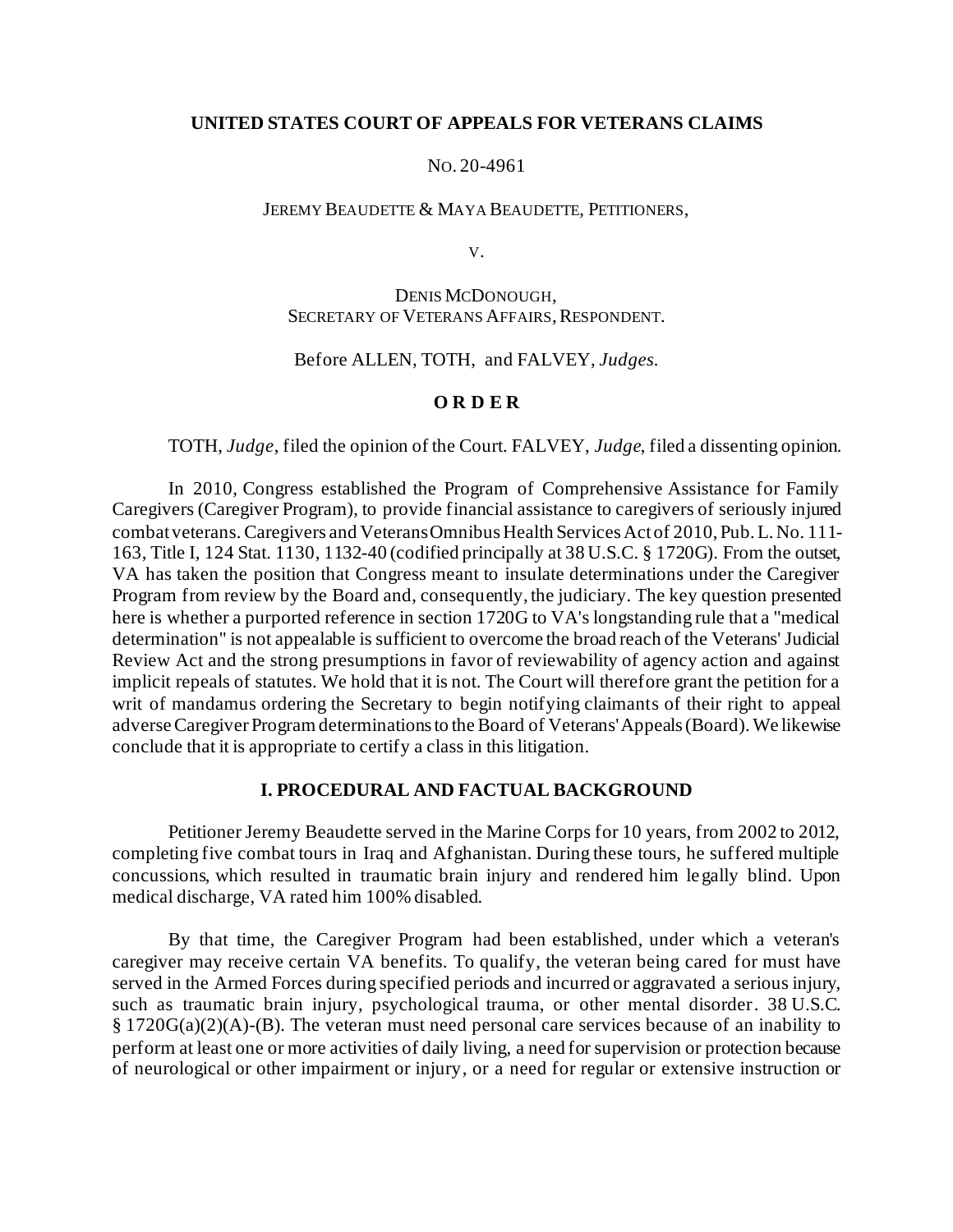**UNITED STATES COURT OF APPEALS FOR VETERANS CLAIMS**

NO. 20-4961

JEREMY BEAUDETTE & MAYA BEAUDETTE, PETITIONERS,

V.

DENIS MCDONOUGH,
SECRETARY OF VETERANS AFFAIRS, RESPONDENT.

Before ALLEN, TOTH, and FALVEY, *Judges.*

**O R D E R**

TOTH, *Judge*, filed the opinion of the Court. FALVEY, *Judge*, filed a dissenting opinion.

In 2010, Congress established the Program of Comprehensive Assistance for Family Caregivers (Caregiver Program), to provide financial assistance to caregivers of seriously injured combat veterans. Caregivers and Veterans Omnibus Health Services Act of 2010, Pub. L. No. 111-163, Title I, 124 Stat. 1130, 1132-40 (codified principally at 38 U.S.C. § 1720G). From the outset, VA has taken the position that Congress meant to insulate determinations under the Caregiver Program from review by the Board and, consequently, the judiciary. The key question presented here is whether a purported reference in section 1720G to VA's longstanding rule that a "medical determination" is not appealable is sufficient to overcome the broad reach of the Veterans' Judicial Review Act and the strong presumptions in favor of reviewability of agency action and against implicit repeals of statutes. We hold that it is not. The Court will therefore grant the petition for a writ of mandamus ordering the Secretary to begin notifying claimants of their right to appeal adverse Caregiver Program determinations to the Board of Veterans' Appeals (Board). We likewise conclude that it is appropriate to certify a class in this litigation.

## I. PROCEDURAL AND FACTUAL BACKGROUND

Petitioner Jeremy Beaudette served in the Marine Corps for 10 years, from 2002 to 2012, completing five combat tours in Iraq and Afghanistan. During these tours, he suffered multiple concussions, which resulted in traumatic brain injury and rendered him legally blind. Upon medical discharge, VA rated him 100% disabled.

By that time, the Caregiver Program had been established, under which a veteran's caregiver may receive certain VA benefits. To qualify, the veteran being cared for must have served in the Armed Forces during specified periods and incurred or aggravated a serious injury, such as traumatic brain injury, psychological trauma, or other mental disorder. 38 U.S.C. § 1720G(a)(2)(A)-(B). The veteran must need personal care services because of an inability to perform at least one or more activities of daily living, a need for supervision or protection because of neurological or other impairment or injury, or a need for regular or extensive instruction or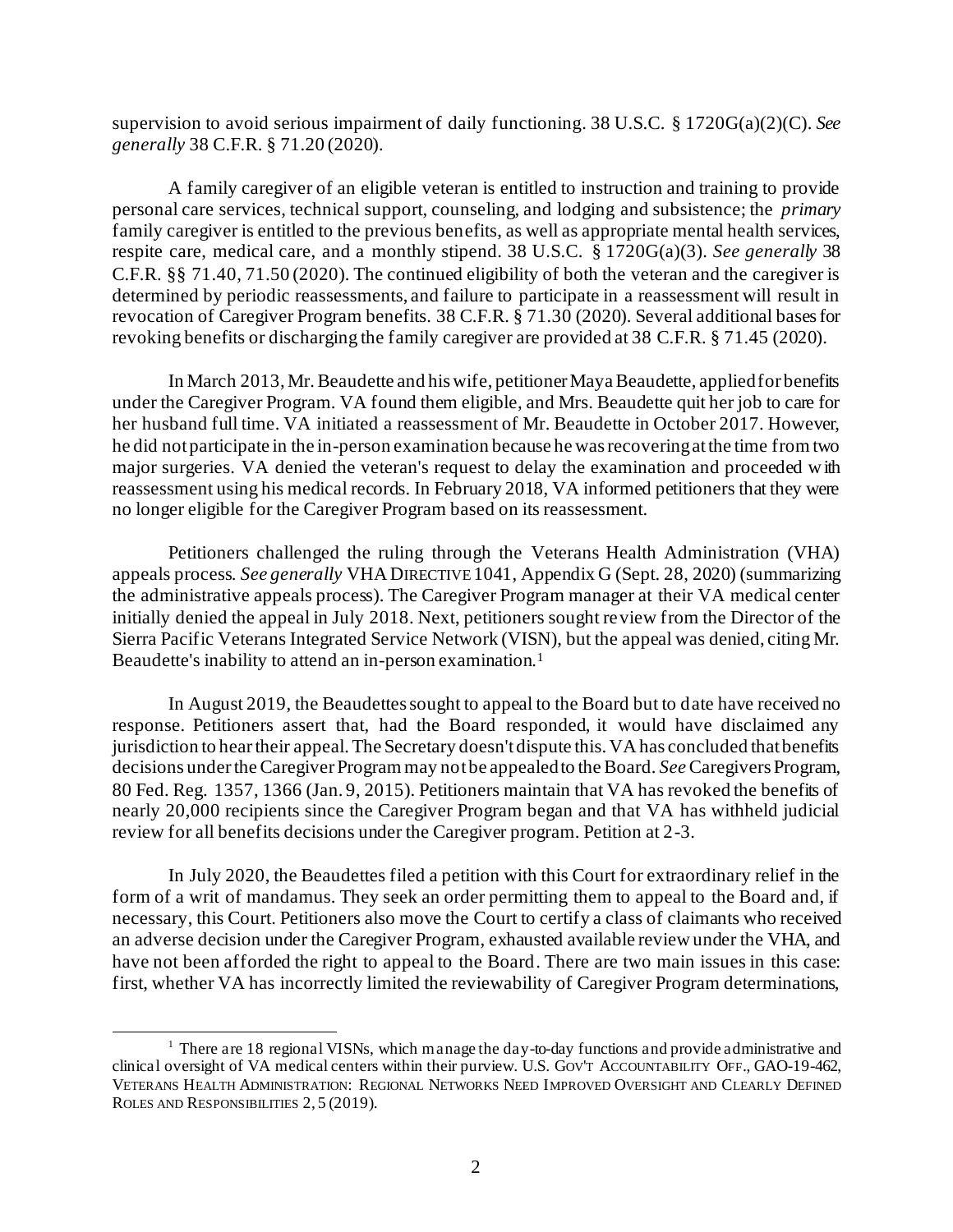supervision to avoid serious impairment of daily functioning. 38 U.S.C. § 1720G(a)(2)(C). *See generally* 38 C.F.R. § 71.20 (2020).

A family caregiver of an eligible veteran is entitled to instruction and training to provide personal care services, technical support, counseling, and lodging and subsistence; the *primary* family caregiver is entitled to the previous benefits, as well as appropriate mental health services, respite care, medical care, and a monthly stipend. 38 U.S.C. § 1720G(a)(3). *See generally* 38 C.F.R. §§ 71.40, 71.50 (2020). The continued eligibility of both the veteran and the caregiver is determined by periodic reassessments, and failure to participate in a reassessment will result in revocation of Caregiver Program benefits. 38 C.F.R. § 71.30 (2020). Several additional bases for revoking benefits or discharging the family caregiver are provided at 38 C.F.R. § 71.45 (2020).

In March 2013, Mr. Beaudette and his wife, petitioner Maya Beaudette, applied for benefits under the Caregiver Program. VA found them eligible, and Mrs. Beaudette quit her job to care for her husband full time. VA initiated a reassessment of Mr. Beaudette in October 2017. However, he did not participate in the in-person examination because he was recovering at the time from two major surgeries. VA denied the veteran's request to delay the examination and proceeded with reassessment using his medical records. In February 2018, VA informed petitioners that they were no longer eligible for the Caregiver Program based on its reassessment.

Petitioners challenged the ruling through the Veterans Health Administration (VHA) appeals process. *See generally* VHA DIRECTIVE 1041, Appendix G (Sept. 28, 2020) (summarizing the administrative appeals process). The Caregiver Program manager at their VA medical center initially denied the appeal in July 2018. Next, petitioners sought review from the Director of the Sierra Pacific Veterans Integrated Service Network (VISN), but the appeal was denied, citing Mr. Beaudette's inability to attend an in-person examination.[1]

In August 2019, the Beaudettes sought to appeal to the Board but to date have received no response. Petitioners assert that, had the Board responded, it would have disclaimed any jurisdiction to hear their appeal. The Secretary doesn't dispute this. VA has concluded that benefits decisions under the Caregiver Program may not be appealed to the Board. *See* Caregivers Program, 80 Fed. Reg. 1357, 1366 (Jan. 9, 2015). Petitioners maintain that VA has revoked the benefits of nearly 20,000 recipients since the Caregiver Program began and that VA has withheld judicial review for all benefits decisions under the Caregiver program. Petition at 2-3.

In July 2020, the Beaudettes filed a petition with this Court for extraordinary relief in the form of a writ of mandamus. They seek an order permitting them to appeal to the Board and, if necessary, this Court. Petitioners also move the Court to certify a class of claimants who received an adverse decision under the Caregiver Program, exhausted available review under the VHA, and have not been afforded the right to appeal to the Board. There are two main issues in this case: first, whether VA has incorrectly limited the reviewability of Caregiver Program determinations,

[1] There are 18 regional VISNs, which manage the day-to-day functions and provide administrative and clinical oversight of VA medical centers within their purview. U.S. GOV'T ACCOUNTABILITY OFF., GAO-19-462, VETERANS HEALTH ADMINISTRATION: REGIONAL NETWORKS NEED IMPROVED OVERSIGHT AND CLEARLY DEFINED ROLES AND RESPONSIBILITIES 2, 5 (2019).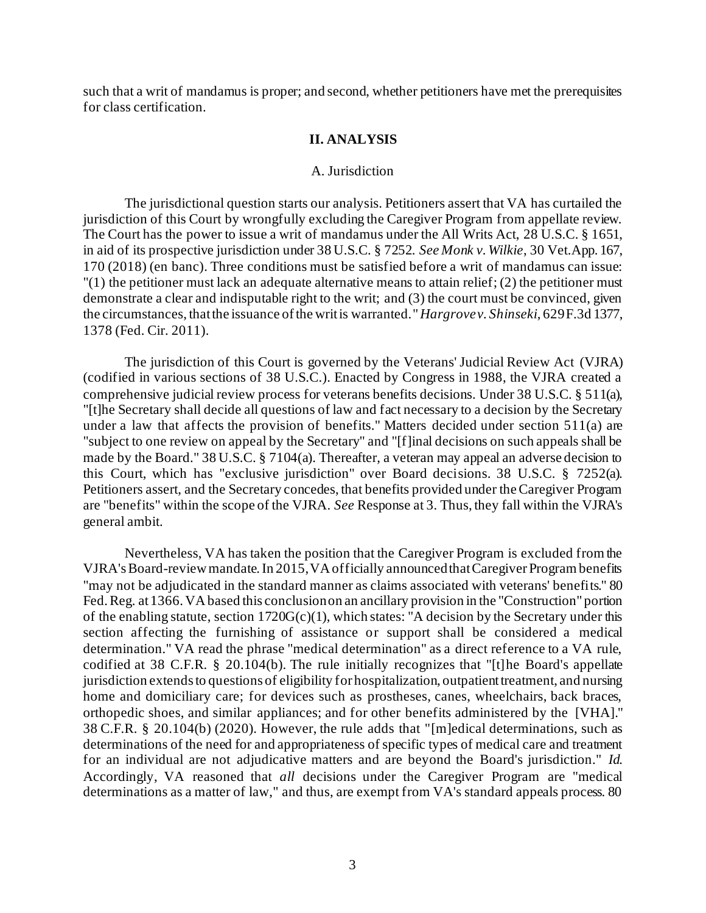such that a writ of mandamus is proper; and second, whether petitioners have met the prerequisites for class certification.

## II. ANALYSIS

### A. Jurisdiction

The jurisdictional question starts our analysis. Petitioners assert that VA has curtailed the jurisdiction of this Court by wrongfully excluding the Caregiver Program from appellate review. The Court has the power to issue a writ of mandamus under the All Writs Act, 28 U.S.C. § 1651, in aid of its prospective jurisdiction under 38 U.S.C. § 7252. *See Monk v. Wilkie*, 30 Vet.App. 167, 170 (2018) (en banc). Three conditions must be satisfied before a writ of mandamus can issue: "(1) the petitioner must lack an adequate alternative means to attain relief; (2) the petitioner must demonstrate a clear and indisputable right to the writ; and (3) the court must be convinced, given the circumstances, that the issuance of the writ is warranted." *Hargrove v. Shinseki*, 629 F.3d 1377, 1378 (Fed. Cir. 2011).

The jurisdiction of this Court is governed by the Veterans' Judicial Review Act (VJRA) (codified in various sections of 38 U.S.C.). Enacted by Congress in 1988, the VJRA created a comprehensive judicial review process for veterans benefits decisions. Under 38 U.S.C. § 511(a), "[t]he Secretary shall decide all questions of law and fact necessary to a decision by the Secretary under a law that affects the provision of benefits." Matters decided under section 511(a) are "subject to one review on appeal by the Secretary" and "[f]inal decisions on such appeals shall be made by the Board." 38 U.S.C. § 7104(a). Thereafter, a veteran may appeal an adverse decision to this Court, which has "exclusive jurisdiction" over Board decisions. 38 U.S.C. § 7252(a). Petitioners assert, and the Secretary concedes, that benefits provided under the Caregiver Program are "benefits" within the scope of the VJRA. *See* Response at 3. Thus, they fall within the VJRA's general ambit.

Nevertheless, VA has taken the position that the Caregiver Program is excluded from the VJRA's Board-review mandate. In 2015, VA officially announced that Caregiver Program benefits "may not be adjudicated in the standard manner as claims associated with veterans' benefits." 80 Fed. Reg. at 1366. VA based this conclusion on an ancillary provision in the "Construction" portion of the enabling statute, section 1720G(c)(1), which states: "A decision by the Secretary under this section affecting the furnishing of assistance or support shall be considered a medical determination." VA read the phrase "medical determination" as a direct reference to a VA rule, codified at 38 C.F.R. § 20.104(b). The rule initially recognizes that "[t]he Board's appellate jurisdiction extends to questions of eligibility for hospitalization, outpatient treatment, and nursing home and domiciliary care; for devices such as prostheses, canes, wheelchairs, back braces, orthopedic shoes, and similar appliances; and for other benefits administered by the [VHA]." 38 C.F.R. § 20.104(b) (2020). However, the rule adds that "[m]edical determinations, such as determinations of the need for and appropriateness of specific types of medical care and treatment for an individual are not adjudicative matters and are beyond the Board's jurisdiction." *Id.* Accordingly, VA reasoned that *all* decisions under the Caregiver Program are "medical determinations as a matter of law," and thus, are exempt from VA's standard appeals process. 80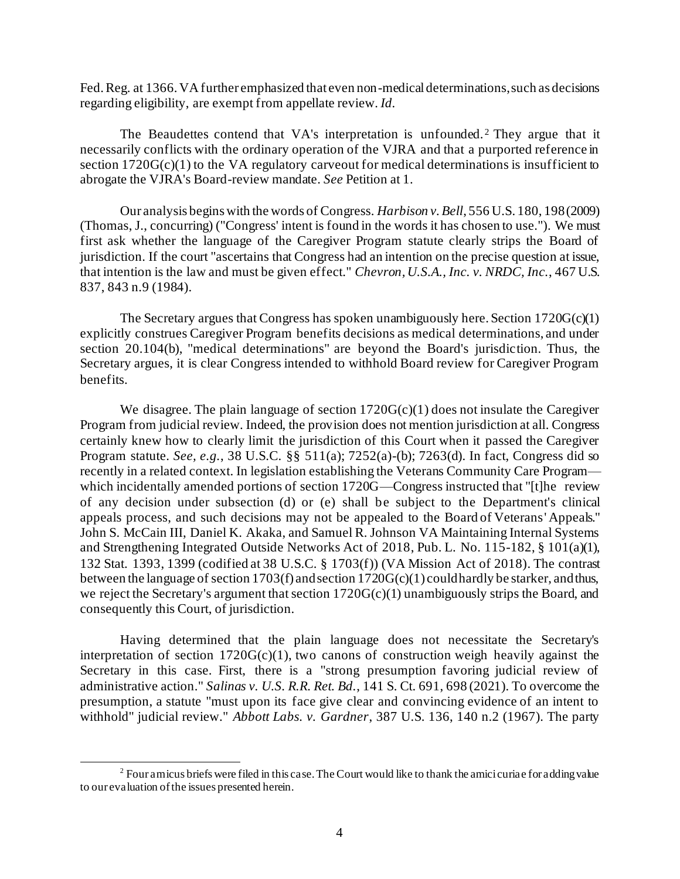Fed. Reg. at 1366. VA further emphasized that even non-medical determinations, such as decisions regarding eligibility, are exempt from appellate review. *Id*.

The Beaudettes contend that VA's interpretation is unfounded.[2] They argue that it necessarily conflicts with the ordinary operation of the VJRA and that a purported reference in section 1720G(c)(1) to the VA regulatory carveout for medical determinations is insufficient to abrogate the VJRA's Board-review mandate. *See* Petition at 1.

Our analysis begins with the words of Congress. *Harbison v. Bell*, 556 U.S. 180, 198 (2009) (Thomas, J., concurring) ("Congress' intent is found in the words it has chosen to use."). We must first ask whether the language of the Caregiver Program statute clearly strips the Board of jurisdiction. If the court "ascertains that Congress had an intention on the precise question at issue, that intention is the law and must be given effect." *Chevron, U.S.A., Inc. v. NRDC, Inc.*, 467 U.S. 837, 843 n.9 (1984).

The Secretary argues that Congress has spoken unambiguously here. Section 1720G(c)(1) explicitly construes Caregiver Program benefits decisions as medical determinations, and under section 20.104(b), "medical determinations" are beyond the Board's jurisdiction. Thus, the Secretary argues, it is clear Congress intended to withhold Board review for Caregiver Program benefits.

We disagree. The plain language of section 1720G(c)(1) does not insulate the Caregiver Program from judicial review. Indeed, the provision does not mention jurisdiction at all. Congress certainly knew how to clearly limit the jurisdiction of this Court when it passed the Caregiver Program statute. *See, e.g.*, 38 U.S.C. §§ 511(a); 7252(a)-(b); 7263(d). In fact, Congress did so recently in a related context. In legislation establishing the Veterans Community Care Program—which incidentally amended portions of section 1720G—Congress instructed that "[t]he review of any decision under subsection (d) or (e) shall be subject to the Department's clinical appeals process, and such decisions may not be appealed to the Board of Veterans' Appeals." John S. McCain III, Daniel K. Akaka, and Samuel R. Johnson VA Maintaining Internal Systems and Strengthening Integrated Outside Networks Act of 2018, Pub. L. No. 115-182, § 101(a)(1), 132 Stat. 1393, 1399 (codified at 38 U.S.C. § 1703(f)) (VA Mission Act of 2018). The contrast between the language of section 1703(f) and section 1720G(c)(1) could hardly be starker, and thus, we reject the Secretary's argument that section 1720G(c)(1) unambiguously strips the Board, and consequently this Court, of jurisdiction.

Having determined that the plain language does not necessitate the Secretary's interpretation of section 1720G(c)(1), two canons of construction weigh heavily against the Secretary in this case. First, there is a "strong presumption favoring judicial review of administrative action." *Salinas v. U.S. R.R. Ret. Bd.*, 141 S. Ct. 691, 698 (2021). To overcome the presumption, a statute "must upon its face give clear and convincing evidence of an intent to withhold" judicial review." *Abbott Labs. v. Gardner*, 387 U.S. 136, 140 n.2 (1967). The party

[2] Four amicus briefs were filed in this case. The Court would like to thank the amici curiae for adding value to our evaluation of the issues presented herein.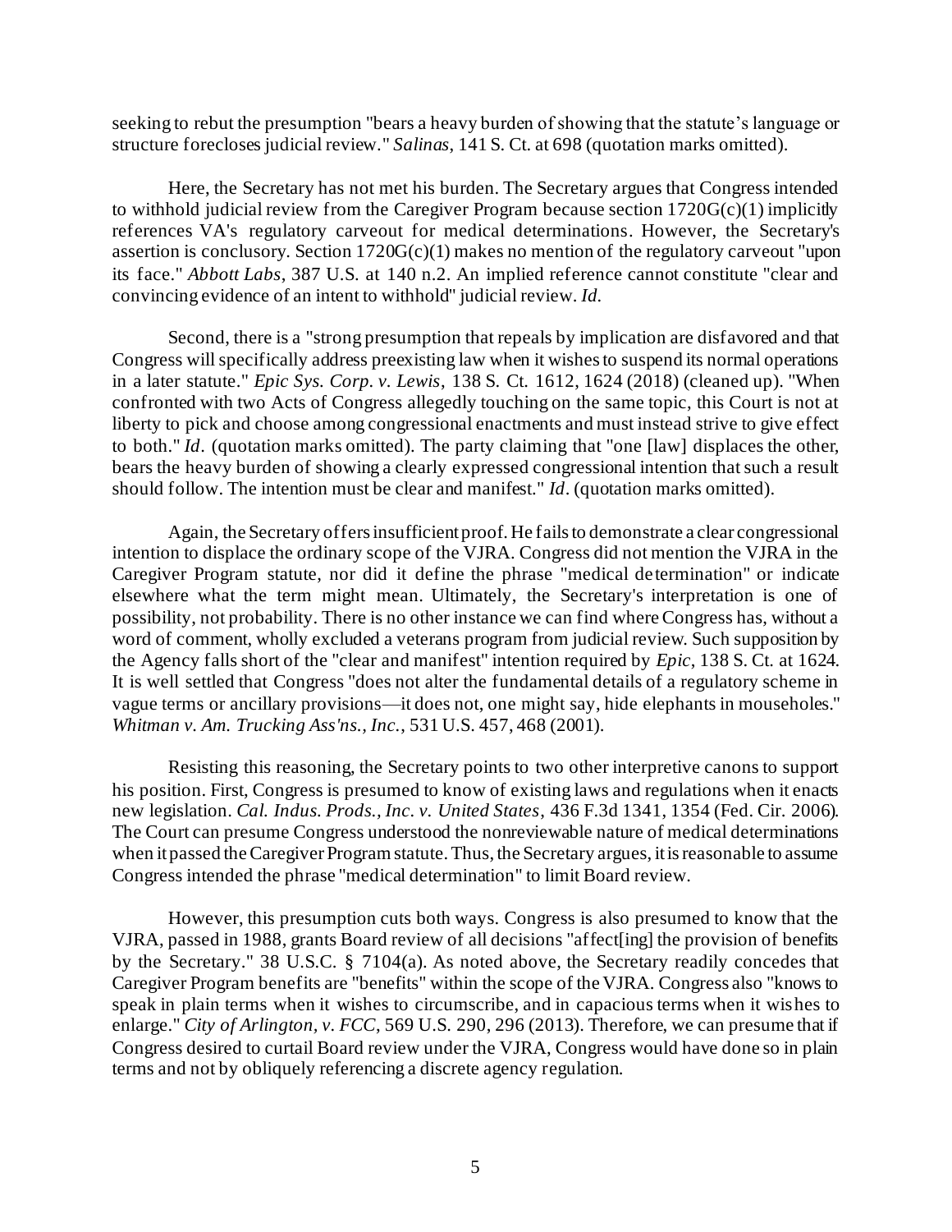seeking to rebut the presumption "bears a heavy burden of showing that the statute's language or structure forecloses judicial review." *Salinas*, 141 S. Ct. at 698 (quotation marks omitted).

Here, the Secretary has not met his burden. The Secretary argues that Congress intended to withhold judicial review from the Caregiver Program because section 1720G(c)(1) implicitly references VA's regulatory carveout for medical determinations. However, the Secretary's assertion is conclusory. Section 1720G(c)(1) makes no mention of the regulatory carveout "upon its face." *Abbott Labs*, 387 U.S. at 140 n.2. An implied reference cannot constitute "clear and convincing evidence of an intent to withhold" judicial review. *Id.*

Second, there is a "strong presumption that repeals by implication are disfavored and that Congress will specifically address preexisting law when it wishes to suspend its normal operations in a later statute." *Epic Sys. Corp. v. Lewis*, 138 S. Ct. 1612, 1624 (2018) (cleaned up). "When confronted with two Acts of Congress allegedly touching on the same topic, this Court is not at liberty to pick and choose among congressional enactments and must instead strive to give effect to both." *Id.* (quotation marks omitted). The party claiming that "one [law] displaces the other, bears the heavy burden of showing a clearly expressed congressional intention that such a result should follow. The intention must be clear and manifest." *Id.* (quotation marks omitted).

Again, the Secretary offers insufficient proof. He fails to demonstrate a clear congressional intention to displace the ordinary scope of the VJRA. Congress did not mention the VJRA in the Caregiver Program statute, nor did it define the phrase "medical determination" or indicate elsewhere what the term might mean. Ultimately, the Secretary's interpretation is one of possibility, not probability. There is no other instance we can find where Congress has, without a word of comment, wholly excluded a veterans program from judicial review. Such supposition by the Agency falls short of the "clear and manifest" intention required by *Epic*, 138 S. Ct. at 1624. It is well settled that Congress "does not alter the fundamental details of a regulatory scheme in vague terms or ancillary provisions—it does not, one might say, hide elephants in mouseholes." *Whitman v. Am. Trucking Ass'ns., Inc.*, 531 U.S. 457, 468 (2001).

Resisting this reasoning, the Secretary points to two other interpretive canons to support his position. First, Congress is presumed to know of existing laws and regulations when it enacts new legislation. *Cal. Indus. Prods., Inc. v. United States*, 436 F.3d 1341, 1354 (Fed. Cir. 2006). The Court can presume Congress understood the nonreviewable nature of medical determinations when it passed the Caregiver Program statute. Thus, the Secretary argues, it is reasonable to assume Congress intended the phrase "medical determination" to limit Board review.

However, this presumption cuts both ways. Congress is also presumed to know that the VJRA, passed in 1988, grants Board review of all decisions "affect[ing] the provision of benefits by the Secretary." 38 U.S.C. § 7104(a). As noted above, the Secretary readily concedes that Caregiver Program benefits are "benefits" within the scope of the VJRA. Congress also "knows to speak in plain terms when it wishes to circumscribe, and in capacious terms when it wishes to enlarge." *City of Arlington, v. FCC*, 569 U.S. 290, 296 (2013). Therefore, we can presume that if Congress desired to curtail Board review under the VJRA, Congress would have done so in plain terms and not by obliquely referencing a discrete agency regulation.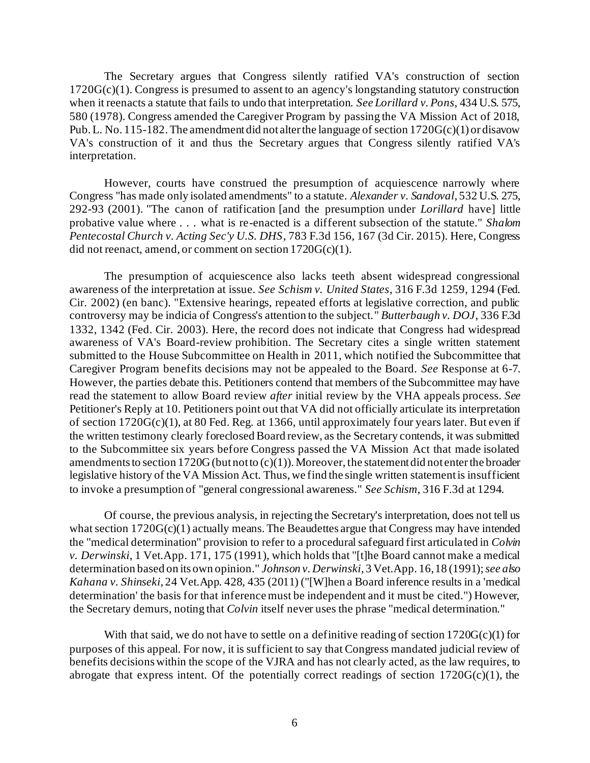The Secretary argues that Congress silently ratified VA's construction of section 1720G(c)(1). Congress is presumed to assent to an agency's longstanding statutory construction when it reenacts a statute that fails to undo that interpretation. *See Lorillard v. Pons*, 434 U.S. 575, 580 (1978). Congress amended the Caregiver Program by passing the VA Mission Act of 2018, Pub. L. No. 115-182. The amendment did not alter the language of section 1720G(c)(1) or disavow VA's construction of it and thus the Secretary argues that Congress silently ratified VA's interpretation.

However, courts have construed the presumption of acquiescence narrowly where Congress "has made only isolated amendments" to a statute. *Alexander v. Sandoval*, 532 U.S. 275, 292-93 (2001). "The canon of ratification [and the presumption under *Lorillard* have] little probative value where . . . what is re-enacted is a different subsection of the statute." *Shalom Pentecostal Church v. Acting Sec'y U.S. DHS*, 783 F.3d 156, 167 (3d Cir. 2015). Here, Congress did not reenact, amend, or comment on section 1720G(c)(1).

The presumption of acquiescence also lacks teeth absent widespread congressional awareness of the interpretation at issue. *See Schism v. United States*, 316 F.3d 1259, 1294 (Fed. Cir. 2002) (en banc). "Extensive hearings, repeated efforts at legislative correction, and public controversy may be indicia of Congress's attention to the subject." *Butterbaugh v. DOJ*, 336 F.3d 1332, 1342 (Fed. Cir. 2003). Here, the record does not indicate that Congress had widespread awareness of VA's Board-review prohibition. The Secretary cites a single written statement submitted to the House Subcommittee on Health in 2011, which notified the Subcommittee that Caregiver Program benefits decisions may not be appealed to the Board. *See* Response at 6-7. However, the parties debate this. Petitioners contend that members of the Subcommittee may have read the statement to allow Board review *after* initial review by the VHA appeals process. *See* Petitioner's Reply at 10. Petitioners point out that VA did not officially articulate its interpretation of section 1720G(c)(1), at 80 Fed. Reg. at 1366, until approximately four years later. But even if the written testimony clearly foreclosed Board review, as the Secretary contends, it was submitted to the Subcommittee six years before Congress passed the VA Mission Act that made isolated amendments to section 1720G (but not to (c)(1)). Moreover, the statement did not enter the broader legislative history of the VA Mission Act. Thus, we find the single written statement is insufficient to invoke a presumption of "general congressional awareness." *See Schism*, 316 F.3d at 1294.

Of course, the previous analysis, in rejecting the Secretary's interpretation, does not tell us what section 1720G(c)(1) actually means. The Beaudettes argue that Congress may have intended the "medical determination" provision to refer to a procedural safeguard first articulated in *Colvin v. Derwinski*, 1 Vet.App. 171, 175 (1991), which holds that "[t]he Board cannot make a medical determination based on its own opinion." *Johnson v. Derwinski*, 3 Vet.App. 16, 18 (1991); *see also Kahana v. Shinseki*, 24 Vet.App. 428, 435 (2011) ("[W]hen a Board inference results in a 'medical determination' the basis for that inference must be independent and it must be cited.") However, the Secretary demurs, noting that *Colvin* itself never uses the phrase "medical determination."

With that said, we do not have to settle on a definitive reading of section 1720G(c)(1) for purposes of this appeal. For now, it is sufficient to say that Congress mandated judicial review of benefits decisions within the scope of the VJRA and has not clearly acted, as the law requires, to abrogate that express intent. Of the potentially correct readings of section 1720G(c)(1), the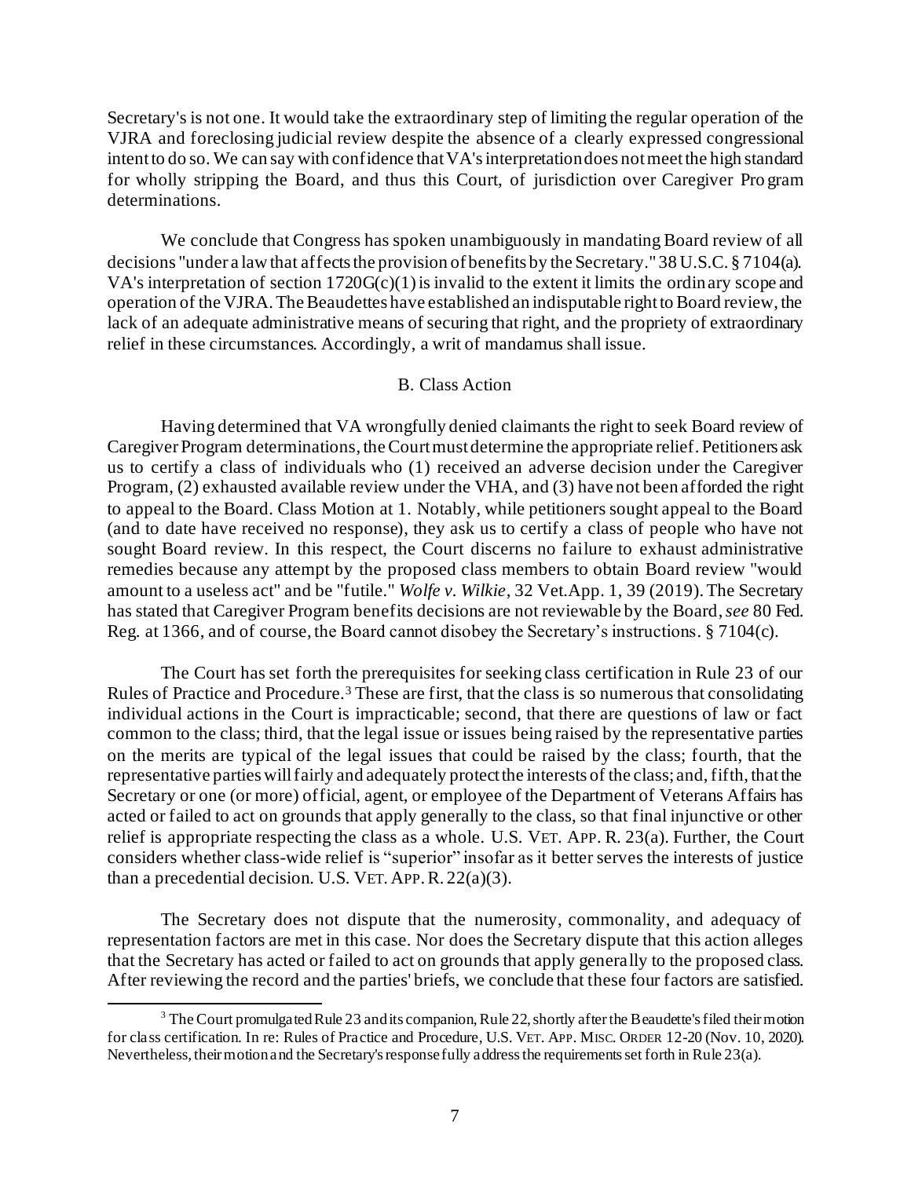Secretary's is not one. It would take the extraordinary step of limiting the regular operation of the VJRA and foreclosing judicial review despite the absence of a clearly expressed congressional intent to do so. We can say with confidence that VA's interpretation does not meet the high standard for wholly stripping the Board, and thus this Court, of jurisdiction over Caregiver Program determinations.

We conclude that Congress has spoken unambiguously in mandating Board review of all decisions "under a law that affects the provision of benefits by the Secretary." 38 U.S.C. § 7104(a). VA's interpretation of section 1720G(c)(1) is invalid to the extent it limits the ordinary scope and operation of the VJRA. The Beaudettes have established an indisputable right to Board review, the lack of an adequate administrative means of securing that right, and the propriety of extraordinary relief in these circumstances. Accordingly, a writ of mandamus shall issue.

B. Class Action

Having determined that VA wrongfully denied claimants the right to seek Board review of Caregiver Program determinations, the Court must determine the appropriate relief. Petitioners ask us to certify a class of individuals who (1) received an adverse decision under the Caregiver Program, (2) exhausted available review under the VHA, and (3) have not been afforded the right to appeal to the Board. Class Motion at 1. Notably, while petitioners sought appeal to the Board (and to date have received no response), they ask us to certify a class of people who have not sought Board review. In this respect, the Court discerns no failure to exhaust administrative remedies because any attempt by the proposed class members to obtain Board review "would amount to a useless act" and be "futile." *Wolfe v. Wilkie*, 32 Vet.App. 1, 39 (2019). The Secretary has stated that Caregiver Program benefits decisions are not reviewable by the Board, *see* 80 Fed. Reg. at 1366, and of course, the Board cannot disobey the Secretary's instructions. § 7104(c).

The Court has set forth the prerequisites for seeking class certification in Rule 23 of our Rules of Practice and Procedure.[3] These are first, that the class is so numerous that consolidating individual actions in the Court is impracticable; second, that there are questions of law or fact common to the class; third, that the legal issue or issues being raised by the representative parties on the merits are typical of the legal issues that could be raised by the class; fourth, that the representative parties will fairly and adequately protect the interests of the class; and, fifth, that the Secretary or one (or more) official, agent, or employee of the Department of Veterans Affairs has acted or failed to act on grounds that apply generally to the class, so that final injunctive or other relief is appropriate respecting the class as a whole. U.S. VET. APP. R. 23(a). Further, the Court considers whether class-wide relief is "superior" insofar as it better serves the interests of justice than a precedential decision. U.S. VET. APP. R. 22(a)(3).

The Secretary does not dispute that the numerosity, commonality, and adequacy of representation factors are met in this case. Nor does the Secretary dispute that this action alleges that the Secretary has acted or failed to act on grounds that apply generally to the proposed class. After reviewing the record and the parties' briefs, we conclude that these four factors are satisfied.

[3] The Court promulgated Rule 23 and its companion, Rule 22, shortly after the Beaudette's filed their motion for class certification. In re: Rules of Practice and Procedure, U.S. VET. APP. MISC. ORDER 12-20 (Nov. 10, 2020). Nevertheless, their motion and the Secretary's response fully address the requirements set forth in Rule 23(a).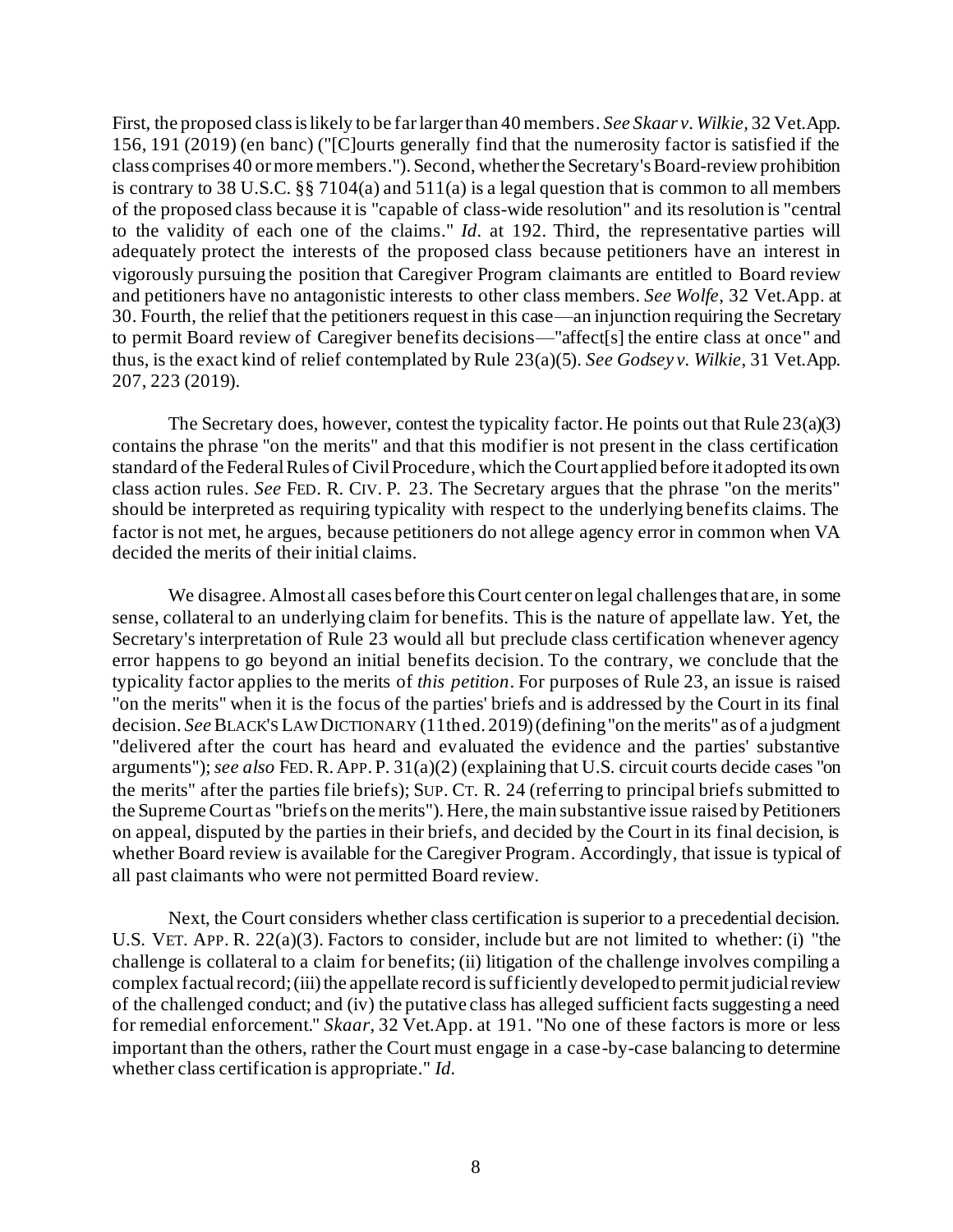First, the proposed class is likely to be far larger than 40 members. *See Skaar v. Wilkie*, 32 Vet.App. 156, 191 (2019) (en banc) ("[C]ourts generally find that the numerosity factor is satisfied if the class comprises 40 or more members."). Second, whether the Secretary's Board-review prohibition is contrary to 38 U.S.C. §§ 7104(a) and 511(a) is a legal question that is common to all members of the proposed class because it is "capable of class-wide resolution" and its resolution is "central to the validity of each one of the claims." *Id.* at 192. Third, the representative parties will adequately protect the interests of the proposed class because petitioners have an interest in vigorously pursuing the position that Caregiver Program claimants are entitled to Board review and petitioners have no antagonistic interests to other class members. *See Wolfe*, 32 Vet.App. at 30. Fourth, the relief that the petitioners request in this case—an injunction requiring the Secretary to permit Board review of Caregiver benefits decisions—"affect[s] the entire class at once" and thus, is the exact kind of relief contemplated by Rule 23(a)(5). *See Godsey v. Wilkie*, 31 Vet.App. 207, 223 (2019).

The Secretary does, however, contest the typicality factor. He points out that Rule 23(a)(3) contains the phrase "on the merits" and that this modifier is not present in the class certification standard of the Federal Rules of Civil Procedure, which the Court applied before it adopted its own class action rules. *See* FED. R. CIV. P. 23. The Secretary argues that the phrase "on the merits" should be interpreted as requiring typicality with respect to the underlying benefits claims. The factor is not met, he argues, because petitioners do not allege agency error in common when VA decided the merits of their initial claims.

We disagree. Almost all cases before this Court center on legal challenges that are, in some sense, collateral to an underlying claim for benefits. This is the nature of appellate law. Yet, the Secretary's interpretation of Rule 23 would all but preclude class certification whenever agency error happens to go beyond an initial benefits decision. To the contrary, we conclude that the typicality factor applies to the merits of *this petition*. For purposes of Rule 23, an issue is raised "on the merits" when it is the focus of the parties' briefs and is addressed by the Court in its final decision. *See* BLACK'S LAW DICTIONARY (11th ed. 2019) (defining "on the merits" as of a judgment "delivered after the court has heard and evaluated the evidence and the parties' substantive arguments"); *see also* FED. R. APP. P. 31(a)(2) (explaining that U.S. circuit courts decide cases "on the merits" after the parties file briefs); SUP. CT. R. 24 (referring to principal briefs submitted to the Supreme Court as "briefs on the merits"). Here, the main substantive issue raised by Petitioners on appeal, disputed by the parties in their briefs, and decided by the Court in its final decision, is whether Board review is available for the Caregiver Program. Accordingly, that issue is typical of all past claimants who were not permitted Board review.

Next, the Court considers whether class certification is superior to a precedential decision. U.S. VET. APP. R. 22(a)(3). Factors to consider, include but are not limited to whether: (i) "the challenge is collateral to a claim for benefits; (ii) litigation of the challenge involves compiling a complex factual record; (iii) the appellate record is sufficiently developed to permit judicial review of the challenged conduct; and (iv) the putative class has alleged sufficient facts suggesting a need for remedial enforcement." *Skaar*, 32 Vet.App. at 191. "No one of these factors is more or less important than the others, rather the Court must engage in a case-by-case balancing to determine whether class certification is appropriate." *Id.*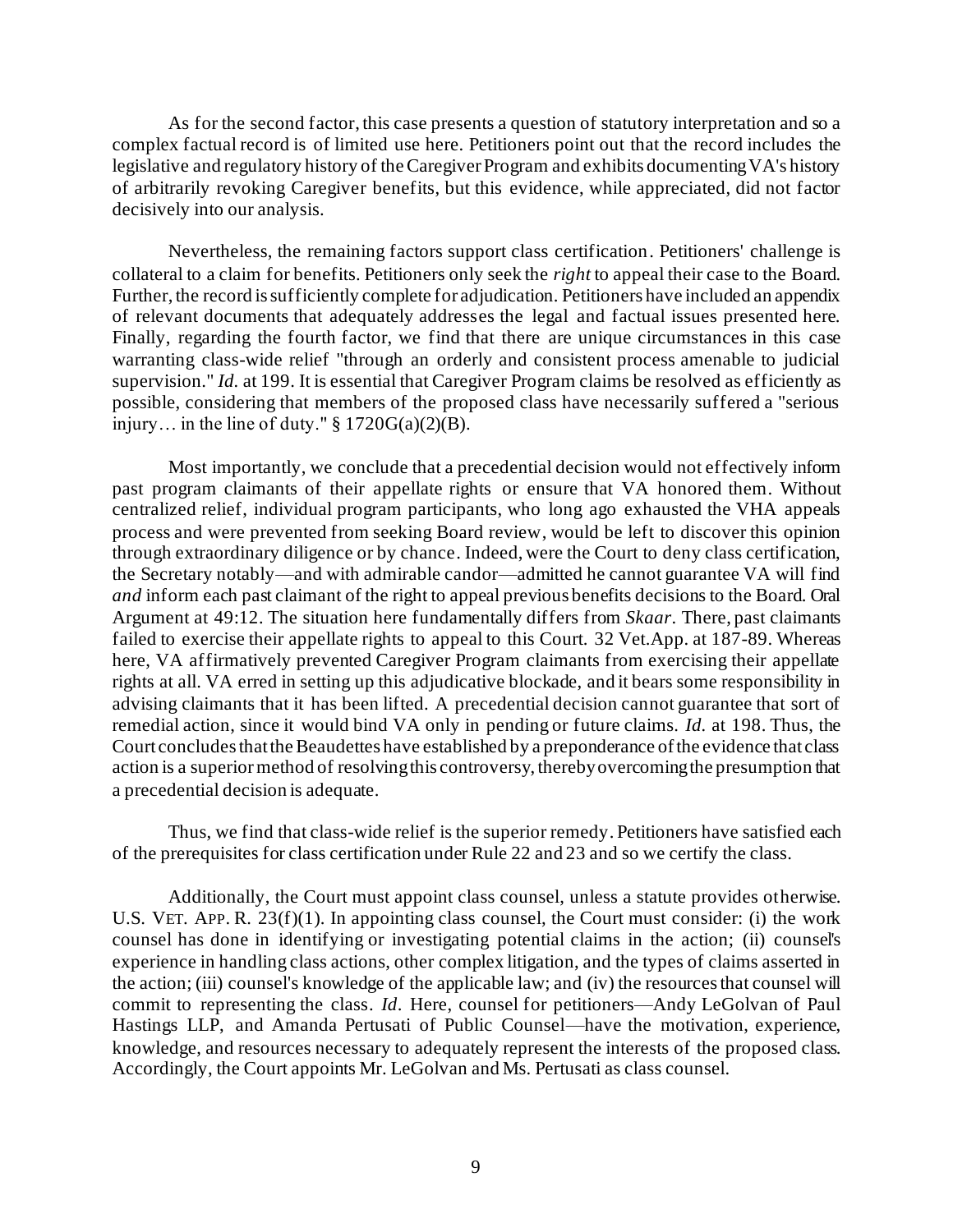As for the second factor, this case presents a question of statutory interpretation and so a complex factual record is of limited use here. Petitioners point out that the record includes the legislative and regulatory history of the Caregiver Program and exhibits documenting VA's history of arbitrarily revoking Caregiver benefits, but this evidence, while appreciated, did not factor decisively into our analysis.

Nevertheless, the remaining factors support class certification. Petitioners' challenge is collateral to a claim for benefits. Petitioners only seek the *right* to appeal their case to the Board. Further, the record is sufficiently complete for adjudication. Petitioners have included an appendix of relevant documents that adequately addresses the legal and factual issues presented here. Finally, regarding the fourth factor, we find that there are unique circumstances in this case warranting class-wide relief "through an orderly and consistent process amenable to judicial supervision." *Id.* at 199. It is essential that Caregiver Program claims be resolved as efficiently as possible, considering that members of the proposed class have necessarily suffered a "serious injury… in the line of duty." § 1720G(a)(2)(B).

Most importantly, we conclude that a precedential decision would not effectively inform past program claimants of their appellate rights or ensure that VA honored them. Without centralized relief, individual program participants, who long ago exhausted the VHA appeals process and were prevented from seeking Board review, would be left to discover this opinion through extraordinary diligence or by chance. Indeed, were the Court to deny class certification, the Secretary notably—and with admirable candor—admitted he cannot guarantee VA will find *and* inform each past claimant of the right to appeal previous benefits decisions to the Board. Oral Argument at 49:12. The situation here fundamentally differs from *Skaar*. There, past claimants failed to exercise their appellate rights to appeal to this Court. 32 Vet.App. at 187-89. Whereas here, VA affirmatively prevented Caregiver Program claimants from exercising their appellate rights at all. VA erred in setting up this adjudicative blockade, and it bears some responsibility in advising claimants that it has been lifted. A precedential decision cannot guarantee that sort of remedial action, since it would bind VA only in pending or future claims. *Id.* at 198. Thus, the Court concludes that the Beaudettes have established by a preponderance of the evidence that class action is a superior method of resolving this controversy, thereby overcoming the presumption that a precedential decision is adequate.

Thus, we find that class-wide relief is the superior remedy. Petitioners have satisfied each of the prerequisites for class certification under Rule 22 and 23 and so we certify the class.

Additionally, the Court must appoint class counsel, unless a statute provides otherwise. U.S. VET. APP. R. 23(f)(1). In appointing class counsel, the Court must consider: (i) the work counsel has done in identifying or investigating potential claims in the action; (ii) counsel's experience in handling class actions, other complex litigation, and the types of claims asserted in the action; (iii) counsel's knowledge of the applicable law; and (iv) the resources that counsel will commit to representing the class. *Id.* Here, counsel for petitioners—Andy LeGolvan of Paul Hastings LLP, and Amanda Pertusati of Public Counsel—have the motivation, experience, knowledge, and resources necessary to adequately represent the interests of the proposed class. Accordingly, the Court appoints Mr. LeGolvan and Ms. Pertusati as class counsel.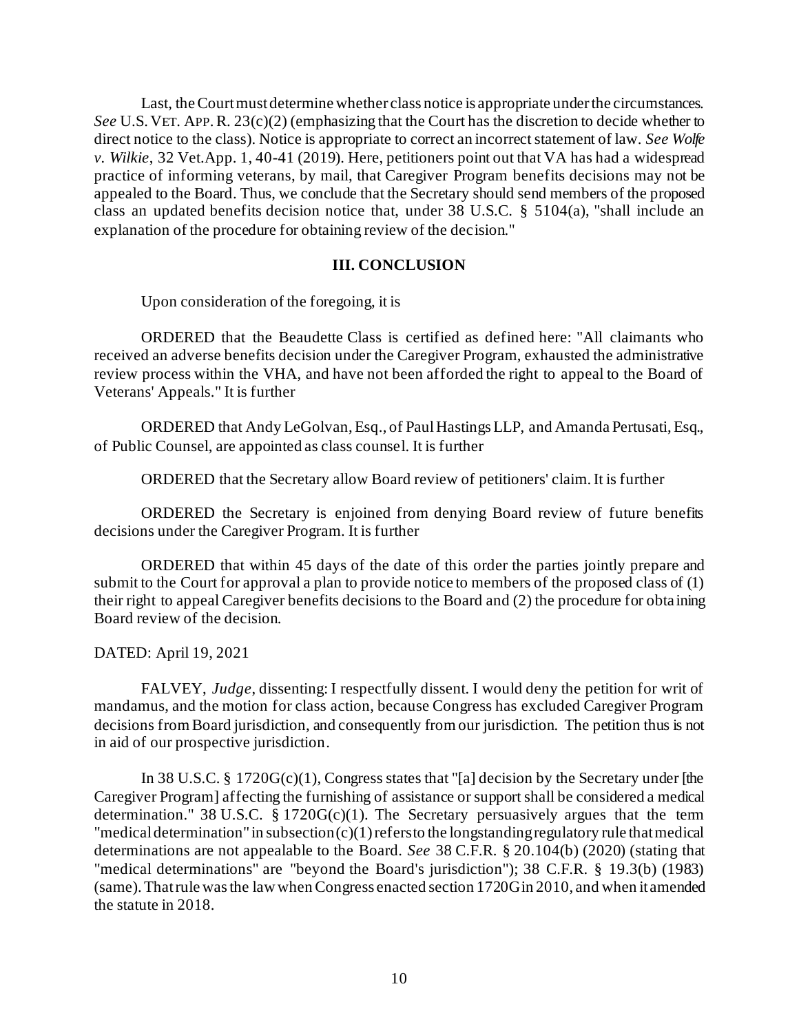Last, the Court must determine whether class notice is appropriate under the circumstances. *See* U.S. VET. APP. R. 23(c)(2) (emphasizing that the Court has the discretion to decide whether to direct notice to the class). Notice is appropriate to correct an incorrect statement of law. *See Wolfe v. Wilkie*, 32 Vet.App. 1, 40-41 (2019). Here, petitioners point out that VA has had a widespread practice of informing veterans, by mail, that Caregiver Program benefits decisions may not be appealed to the Board. Thus, we conclude that the Secretary should send members of the proposed class an updated benefits decision notice that, under 38 U.S.C. § 5104(a), "shall include an explanation of the procedure for obtaining review of the decision."

### III. CONCLUSION

Upon consideration of the foregoing, it is

ORDERED that the Beaudette Class is certified as defined here: "All claimants who received an adverse benefits decision under the Caregiver Program, exhausted the administrative review process within the VHA, and have not been afforded the right to appeal to the Board of Veterans' Appeals." It is further

ORDERED that Andy LeGolvan, Esq., of Paul Hastings LLP, and Amanda Pertusati, Esq., of Public Counsel, are appointed as class counsel. It is further

ORDERED that the Secretary allow Board review of petitioners' claim. It is further

ORDERED the Secretary is enjoined from denying Board review of future benefits decisions under the Caregiver Program. It is further

ORDERED that within 45 days of the date of this order the parties jointly prepare and submit to the Court for approval a plan to provide notice to members of the proposed class of (1) their right to appeal Caregiver benefits decisions to the Board and (2) the procedure for obtaining Board review of the decision.

DATED: April 19, 2021

FALVEY, *Judge*, dissenting: I respectfully dissent. I would deny the petition for writ of mandamus, and the motion for class action, because Congress has excluded Caregiver Program decisions from Board jurisdiction, and consequently from our jurisdiction. The petition thus is not in aid of our prospective jurisdiction.

In 38 U.S.C. § 1720G(c)(1), Congress states that "[a] decision by the Secretary under [the Caregiver Program] affecting the furnishing of assistance or support shall be considered a medical determination." 38 U.S.C. § 1720G(c)(1). The Secretary persuasively argues that the term "medical determination" in subsection (c)(1) refers to the longstanding regulatory rule that medical determinations are not appealable to the Board. *See* 38 C.F.R. § 20.104(b) (2020) (stating that "medical determinations" are "beyond the Board's jurisdiction"); 38 C.F.R. § 19.3(b) (1983) (same). That rule was the law when Congress enacted section 1720G in 2010, and when it amended the statute in 2018.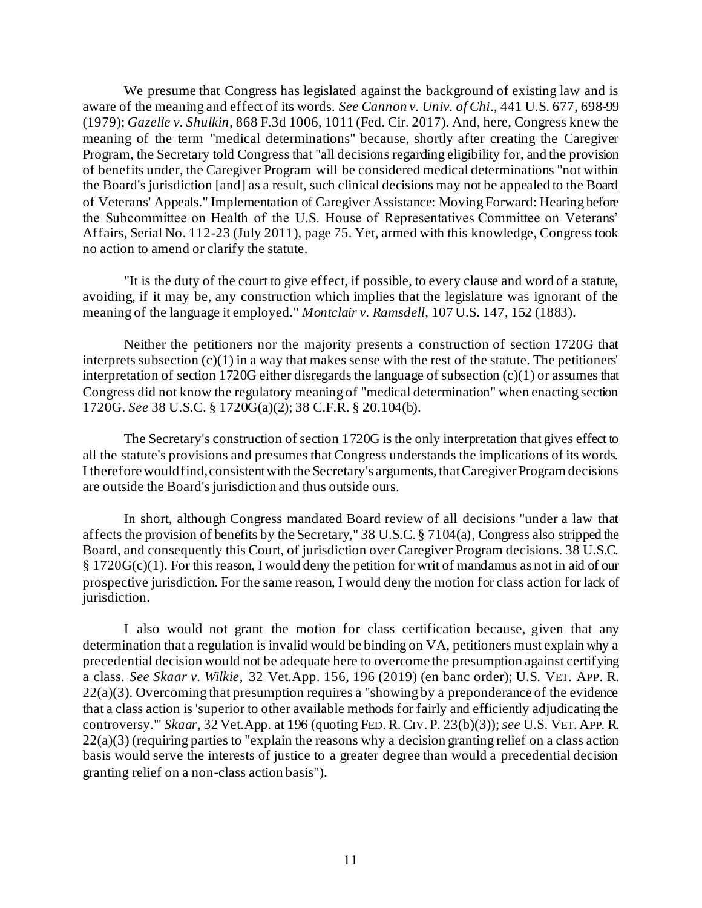We presume that Congress has legislated against the background of existing law and is aware of the meaning and effect of its words. *See Cannon v. Univ. of Chi.*, 441 U.S. 677, 698-99 (1979); *Gazelle v. Shulkin*, 868 F.3d 1006, 1011 (Fed. Cir. 2017). And, here, Congress knew the meaning of the term "medical determinations" because, shortly after creating the Caregiver Program, the Secretary told Congress that "all decisions regarding eligibility for, and the provision of benefits under, the Caregiver Program will be considered medical determinations "not within the Board's jurisdiction [and] as a result, such clinical decisions may not be appealed to the Board of Veterans' Appeals." Implementation of Caregiver Assistance: Moving Forward: Hearing before the Subcommittee on Health of the U.S. House of Representatives Committee on Veterans' Affairs, Serial No. 112-23 (July 2011), page 75. Yet, armed with this knowledge, Congress took no action to amend or clarify the statute.

"It is the duty of the court to give effect, if possible, to every clause and word of a statute, avoiding, if it may be, any construction which implies that the legislature was ignorant of the meaning of the language it employed." *Montclair v. Ramsdell*, 107 U.S. 147, 152 (1883).

Neither the petitioners nor the majority presents a construction of section 1720G that interprets subsection (c)(1) in a way that makes sense with the rest of the statute. The petitioners' interpretation of section 1720G either disregards the language of subsection (c)(1) or assumes that Congress did not know the regulatory meaning of "medical determination" when enacting section 1720G. *See* 38 U.S.C. § 1720G(a)(2); 38 C.F.R. § 20.104(b).

The Secretary's construction of section 1720G is the only interpretation that gives effect to all the statute's provisions and presumes that Congress understands the implications of its words. I therefore would find, consistent with the Secretary's arguments, that Caregiver Program decisions are outside the Board's jurisdiction and thus outside ours.

In short, although Congress mandated Board review of all decisions "under a law that affects the provision of benefits by the Secretary," 38 U.S.C. § 7104(a), Congress also stripped the Board, and consequently this Court, of jurisdiction over Caregiver Program decisions. 38 U.S.C. § 1720G(c)(1). For this reason, I would deny the petition for writ of mandamus as not in aid of our prospective jurisdiction. For the same reason, I would deny the motion for class action for lack of jurisdiction.

I also would not grant the motion for class certification because, given that any determination that a regulation is invalid would be binding on VA, petitioners must explain why a precedential decision would not be adequate here to overcome the presumption against certifying a class. *See Skaar v. Wilkie*, 32 Vet.App. 156, 196 (2019) (en banc order); U.S. VET. APP. R. 22(a)(3). Overcoming that presumption requires a "showing by a preponderance of the evidence that a class action is 'superior to other available methods for fairly and efficiently adjudicating the controversy.'" *Skaar*, 32 Vet.App. at 196 (quoting FED. R. CIV. P. 23(b)(3)); *see* U.S. VET. APP. R. 22(a)(3) (requiring parties to "explain the reasons why a decision granting relief on a class action basis would serve the interests of justice to a greater degree than would a precedential decision granting relief on a non-class action basis").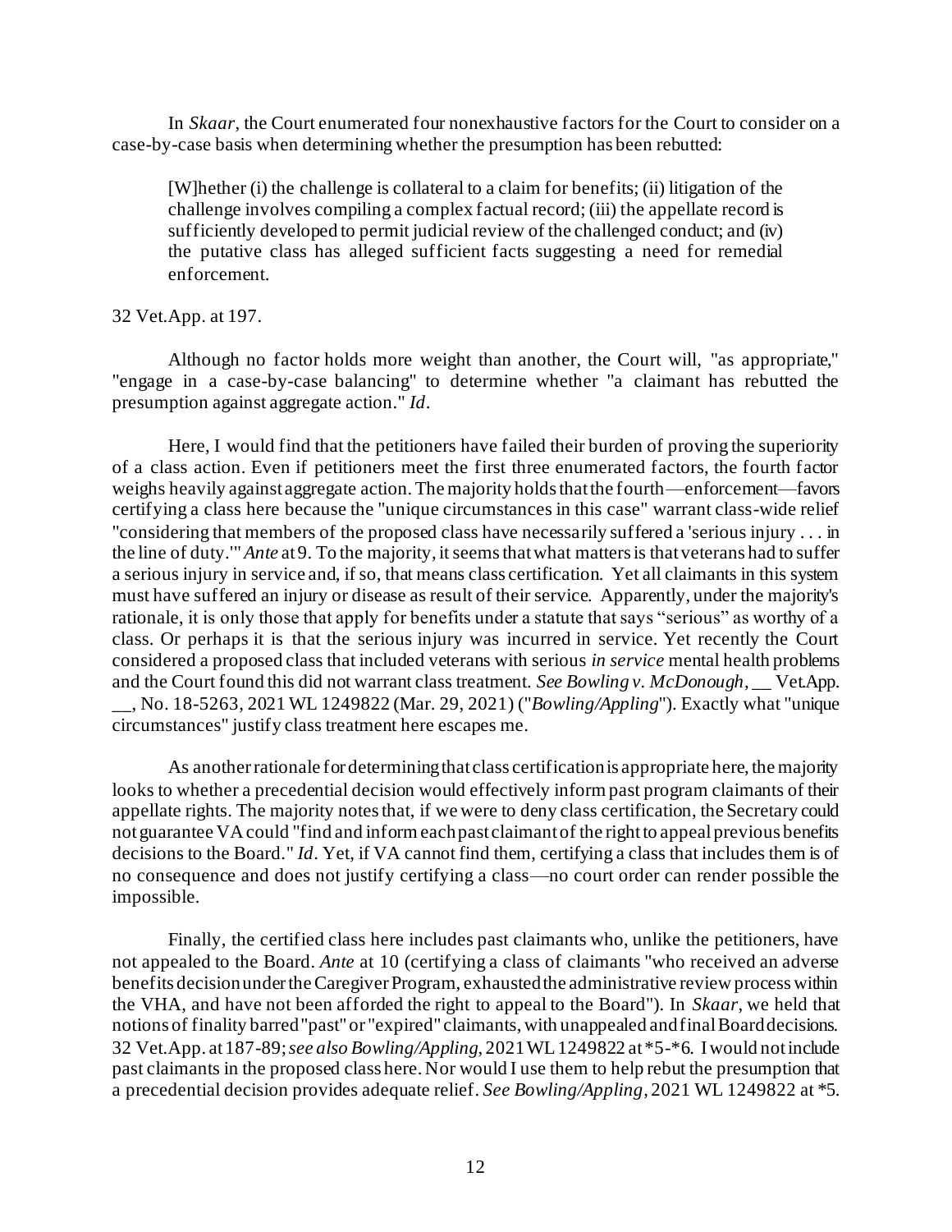In *Skaar*, the Court enumerated four nonexhaustive factors for the Court to consider on a case-by-case basis when determining whether the presumption has been rebutted:

> [W]hether (i) the challenge is collateral to a claim for benefits; (ii) litigation of the challenge involves compiling a complex factual record; (iii) the appellate record is sufficiently developed to permit judicial review of the challenged conduct; and (iv) the putative class has alleged sufficient facts suggesting a need for remedial enforcement.

32 Vet.App. at 197.

Although no factor holds more weight than another, the Court will, "as appropriate," "engage in a case-by-case balancing" to determine whether "a claimant has rebutted the presumption against aggregate action." *Id*.

Here, I would find that the petitioners have failed their burden of proving the superiority of a class action. Even if petitioners meet the first three enumerated factors, the fourth factor weighs heavily against aggregate action. The majority holds that the fourth—enforcement—favors certifying a class here because the "unique circumstances in this case" warrant class-wide relief "considering that members of the proposed class have necessarily suffered a 'serious injury . . . in the line of duty.'" *Ante* at 9. To the majority, it seems that what matters is that veterans had to suffer a serious injury in service and, if so, that means class certification. Yet all claimants in this system must have suffered an injury or disease as result of their service. Apparently, under the majority's rationale, it is only those that apply for benefits under a statute that says "serious" as worthy of a class. Or perhaps it is that the serious injury was incurred in service. Yet recently the Court considered a proposed class that included veterans with serious *in service* mental health problems and the Court found this did not warrant class treatment. *See Bowling v. McDonough*, __ Vet.App. __, No. 18-5263, 2021 WL 1249822 (Mar. 29, 2021) ("*Bowling/Appling*"). Exactly what "unique circumstances" justify class treatment here escapes me.

As another rationale for determining that class certification is appropriate here, the majority looks to whether a precedential decision would effectively inform past program claimants of their appellate rights. The majority notes that, if we were to deny class certification, the Secretary could not guarantee VA could "find and inform each past claimant of the right to appeal previous benefits decisions to the Board." *Id*. Yet, if VA cannot find them, certifying a class that includes them is of no consequence and does not justify certifying a class—no court order can render possible the impossible.

Finally, the certified class here includes past claimants who, unlike the petitioners, have not appealed to the Board. *Ante* at 10 (certifying a class of claimants "who received an adverse benefits decision under the Caregiver Program, exhausted the administrative review process within the VHA, and have not been afforded the right to appeal to the Board"). In *Skaar*, we held that notions of finality barred "past" or "expired" claimants, with unappealed and final Board decisions. 32 Vet.App. at 187-89; *see also Bowling/Appling*, 2021 WL 1249822 at \*5-\*6. I would not include past claimants in the proposed class here. Nor would I use them to help rebut the presumption that a precedential decision provides adequate relief. *See Bowling/Appling*, 2021 WL 1249822 at \*5.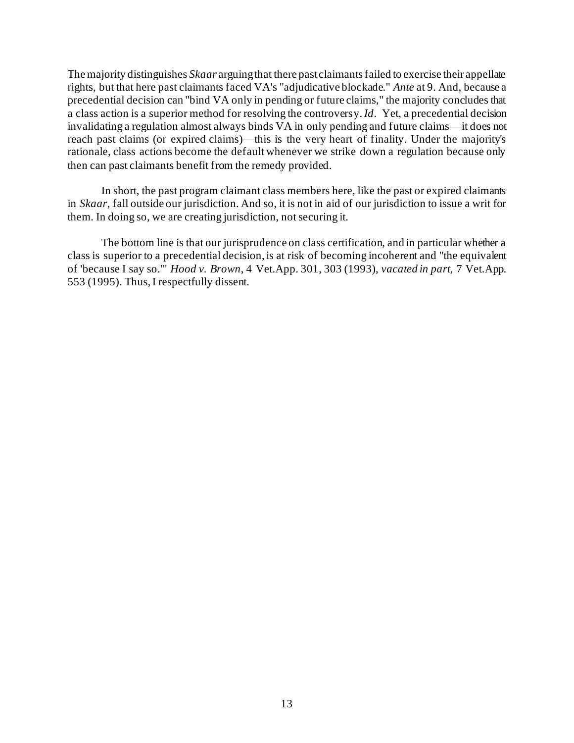The majority distinguishes *Skaar* arguing that there past claimants failed to exercise their appellate rights, but that here past claimants faced VA's "adjudicative blockade." *Ante* at 9. And, because a precedential decision can "bind VA only in pending or future claims," the majority concludes that a class action is a superior method for resolving the controversy. *Id*. Yet, a precedential decision invalidating a regulation almost always binds VA in only pending and future claims—it does not reach past claims (or expired claims)—this is the very heart of finality. Under the majority's rationale, class actions become the default whenever we strike down a regulation because only then can past claimants benefit from the remedy provided.

In short, the past program claimant class members here, like the past or expired claimants in *Skaar*, fall outside our jurisdiction. And so, it is not in aid of our jurisdiction to issue a writ for them. In doing so, we are creating jurisdiction, not securing it.

The bottom line is that our jurisprudence on class certification, and in particular whether a class is superior to a precedential decision, is at risk of becoming incoherent and "the equivalent of 'because I say so.'" *Hood v. Brown*, 4 Vet.App. 301, 303 (1993), *vacated in part*, 7 Vet.App. 553 (1995). Thus, I respectfully dissent.